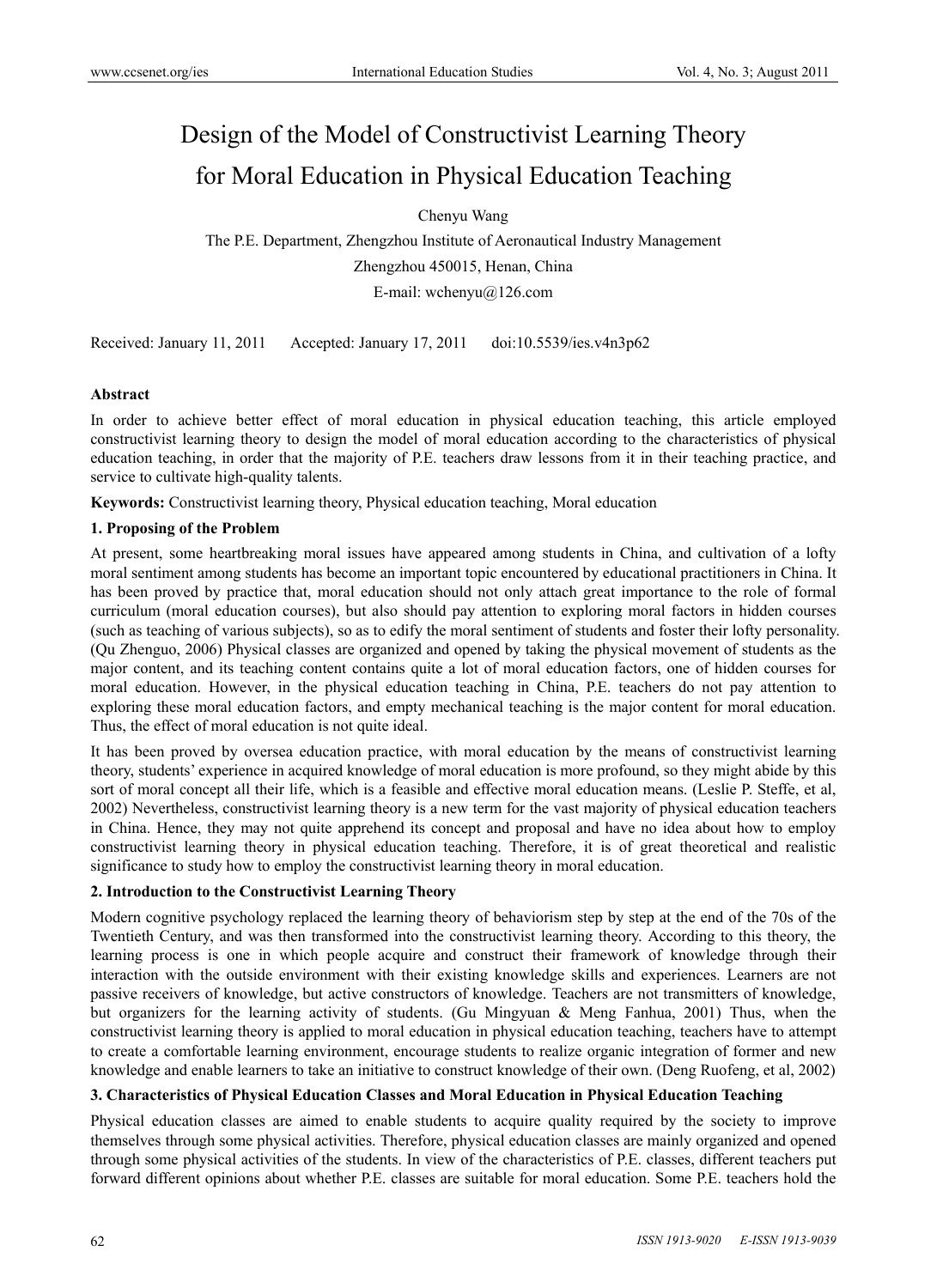# Design of the Model of Constructivist Learning Theory for Moral Education in Physical Education Teaching

Chenyu Wang

The P.E. Department, Zhengzhou Institute of Aeronautical Industry Management

Zhengzhou 450015, Henan, China

E-mail: wchenyu@126.com

Received: January 11, 2011 Accepted: January 17, 2011 doi:10.5539/ies.v4n3p62

**Abstract**

In order to achieve better effect of moral education in physical education teaching, this article employed constructivist learning theory to design the model of moral education according to the characteristics of physical education teaching, in order that the majority of P.E. teachers draw lessons from it in their teaching practice, and service to cultivate high-quality talents.

**Keywords:** Constructivist learning theory, Physical education teaching, Moral education

## 1. Proposing of the Problem

At present, some heartbreaking moral issues have appeared among students in China, and cultivation of a lofty moral sentiment among students has become an important topic encountered by educational practitioners in China. It has been proved by practice that, moral education should not only attach great importance to the role of formal curriculum (moral education courses), but also should pay attention to exploring moral factors in hidden courses (such as teaching of various subjects), so as to edify the moral sentiment of students and foster their lofty personality. (Qu Zhenguo, 2006) Physical classes are organized and opened by taking the physical movement of students as the major content, and its teaching content contains quite a lot of moral education factors, one of hidden courses for moral education. However, in the physical education teaching in China, P.E. teachers do not pay attention to exploring these moral education factors, and empty mechanical teaching is the major content for moral education. Thus, the effect of moral education is not quite ideal.

It has been proved by oversea education practice, with moral education by the means of constructivist learning theory, students' experience in acquired knowledge of moral education is more profound, so they might abide by this sort of moral concept all their life, which is a feasible and effective moral education means. (Leslie P. Steffe, et al, 2002) Nevertheless, constructivist learning theory is a new term for the vast majority of physical education teachers in China. Hence, they may not quite apprehend its concept and proposal and have no idea about how to employ constructivist learning theory in physical education teaching. Therefore, it is of great theoretical and realistic significance to study how to employ the constructivist learning theory in moral education.

## 2. Introduction to the Constructivist Learning Theory

Modern cognitive psychology replaced the learning theory of behaviorism step by step at the end of the 70s of the Twentieth Century, and was then transformed into the constructivist learning theory. According to this theory, the learning process is one in which people acquire and construct their framework of knowledge through their interaction with the outside environment with their existing knowledge skills and experiences. Learners are not passive receivers of knowledge, but active constructors of knowledge. Teachers are not transmitters of knowledge, but organizers for the learning activity of students. (Gu Mingyuan & Meng Fanhua, 2001) Thus, when the constructivist learning theory is applied to moral education in physical education teaching, teachers have to attempt to create a comfortable learning environment, encourage students to realize organic integration of former and new knowledge and enable learners to take an initiative to construct knowledge of their own. (Deng Ruofeng, et al, 2002)

## 3. Characteristics of Physical Education Classes and Moral Education in Physical Education Teaching

Physical education classes are aimed to enable students to acquire quality required by the society to improve themselves through some physical activities. Therefore, physical education classes are mainly organized and opened through some physical activities of the students. In view of the characteristics of P.E. classes, different teachers put forward different opinions about whether P.E. classes are suitable for moral education. Some P.E. teachers hold the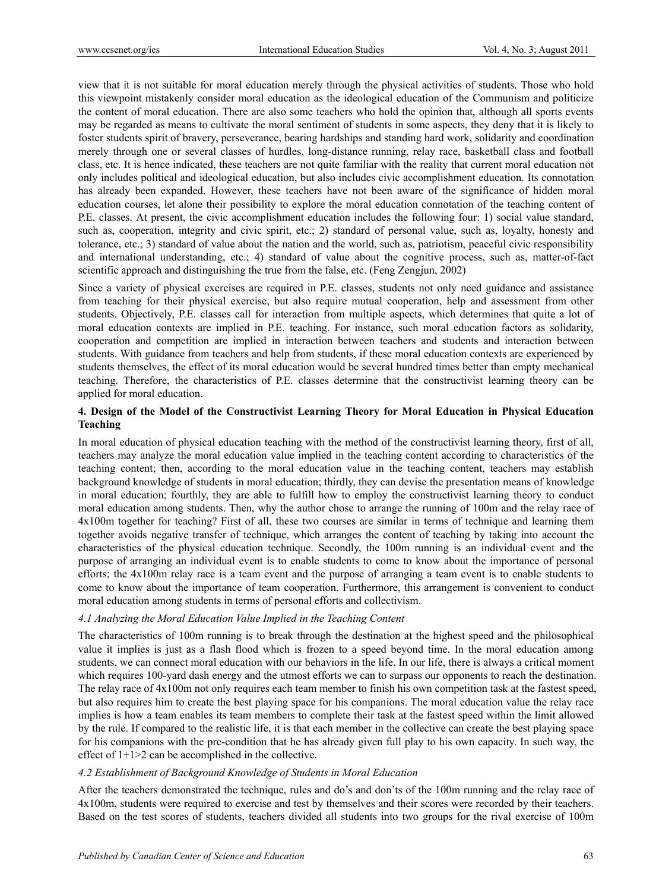view that it is not suitable for moral education merely through the physical activities of students. Those who hold this viewpoint mistakenly consider moral education as the ideological education of the Communism and politicize the content of moral education. There are also some teachers who hold the opinion that, although all sports events may be regarded as means to cultivate the moral sentiment of students in some aspects, they deny that it is likely to foster students spirit of bravery, perseverance, bearing hardships and standing hard work, solidarity and coordination merely through one or several classes of hurdles, long-distance running, relay race, basketball class and football class, etc. It is hence indicated, these teachers are not quite familiar with the reality that current moral education not only includes political and ideological education, but also includes civic accomplishment education. Its connotation has already been expanded. However, these teachers have not been aware of the significance of hidden moral education courses, let alone their possibility to explore the moral education connotation of the teaching content of P.E. classes. At present, the civic accomplishment education includes the following four: 1) social value standard, such as, cooperation, integrity and civic spirit, etc.; 2) standard of personal value, such as, loyalty, honesty and tolerance, etc.; 3) standard of value about the nation and the world, such as, patriotism, peaceful civic responsibility and international understanding, etc.; 4) standard of value about the cognitive process, such as, matter-of-fact scientific approach and distinguishing the true from the false, etc. (Feng Zengjun, 2002)

Since a variety of physical exercises are required in P.E. classes, students not only need guidance and assistance from teaching for their physical exercise, but also require mutual cooperation, help and assessment from other students. Objectively, P.E. classes call for interaction from multiple aspects, which determines that quite a lot of moral education contexts are implied in P.E. teaching. For instance, such moral education factors as solidarity, cooperation and competition are implied in interaction between teachers and students and interaction between students. With guidance from teachers and help from students, if these moral education contexts are experienced by students themselves, the effect of its moral education would be several hundred times better than empty mechanical teaching. Therefore, the characteristics of P.E. classes determine that the constructivist learning theory can be applied for moral education.

## 4. Design of the Model of the Constructivist Learning Theory for Moral Education in Physical Education Teaching

In moral education of physical education teaching with the method of the constructivist learning theory, first of all, teachers may analyze the moral education value implied in the teaching content according to characteristics of the teaching content; then, according to the moral education value in the teaching content, teachers may establish background knowledge of students in moral education; thirdly, they can devise the presentation means of knowledge in moral education; fourthly, they are able to fulfill how to employ the constructivist learning theory to conduct moral education among students. Then, why the author chose to arrange the running of 100m and the relay race of 4x100m together for teaching? First of all, these two courses are similar in terms of technique and learning them together avoids negative transfer of technique, which arranges the content of teaching by taking into account the characteristics of the physical education technique. Secondly, the 100m running is an individual event and the purpose of arranging an individual event is to enable students to come to know about the importance of personal efforts; the 4x100m relay race is a team event and the purpose of arranging a team event is to enable students to come to know about the importance of team cooperation. Furthermore, this arrangement is convenient to conduct moral education among students in terms of personal efforts and collectivism.

### *4.1 Analyzing the Moral Education Value Implied in the Teaching Content*

The characteristics of 100m running is to break through the destination at the highest speed and the philosophical value it implies is just as a flash flood which is frozen to a speed beyond time. In the moral education among students, we can connect moral education with our behaviors in the life. In our life, there is always a critical moment which requires 100-yard dash energy and the utmost efforts we can to surpass our opponents to reach the destination. The relay race of 4x100m not only requires each team member to finish his own competition task at the fastest speed, but also requires him to create the best playing space for his companions. The moral education value the relay race implies is how a team enables its team members to complete their task at the fastest speed within the limit allowed by the rule. If compared to the realistic life, it is that each member in the collective can create the best playing space for his companions with the pre-condition that he has already given full play to his own capacity. In such way, the effect of 1+1>2 can be accomplished in the collective.

### *4.2 Establishment of Background Knowledge of Students in Moral Education*

After the teachers demonstrated the technique, rules and do's and don'ts of the 100m running and the relay race of 4x100m, students were required to exercise and test by themselves and their scores were recorded by their teachers. Based on the test scores of students, teachers divided all students into two groups for the rival exercise of 100m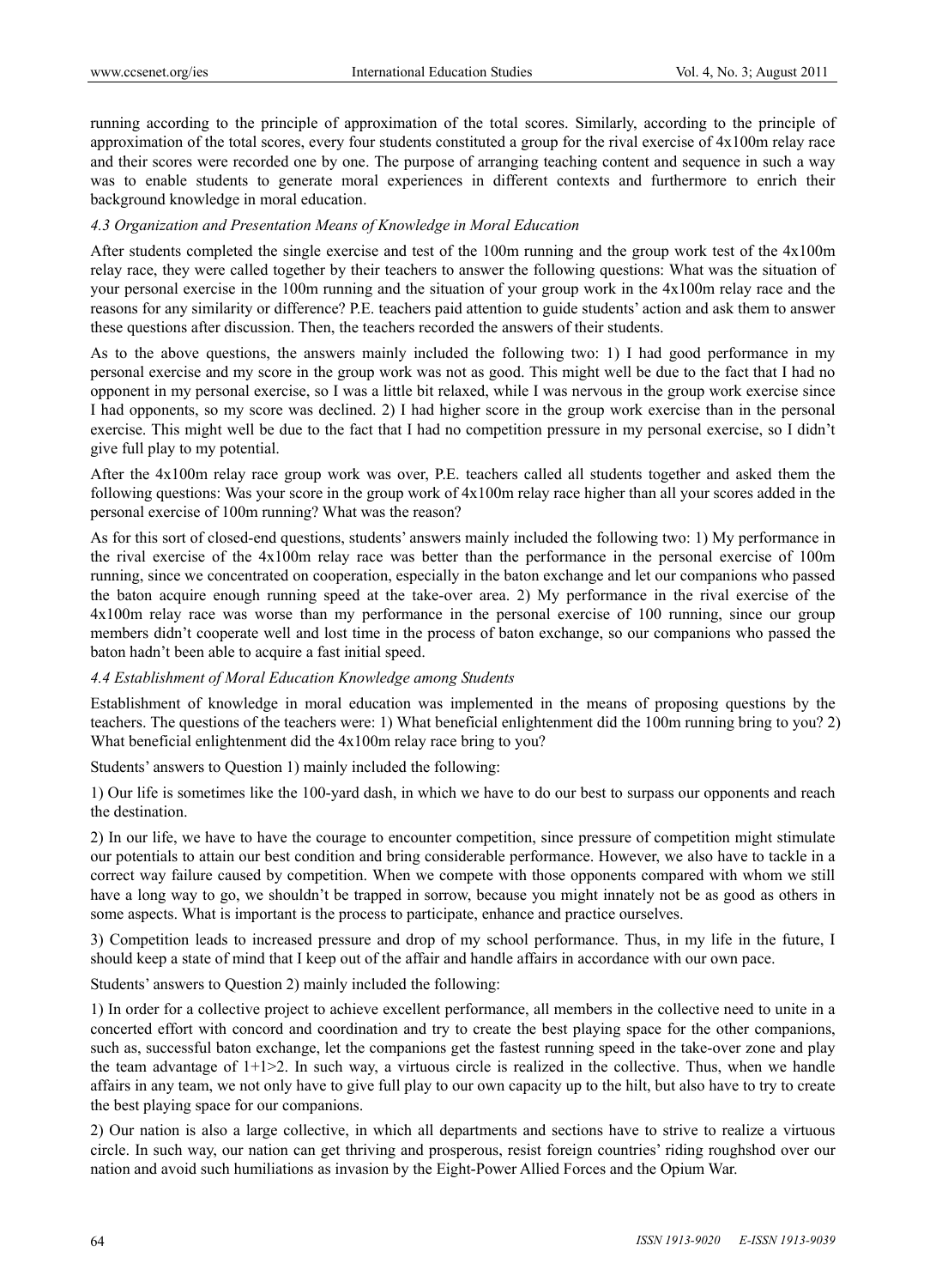running according to the principle of approximation of the total scores. Similarly, according to the principle of approximation of the total scores, every four students constituted a group for the rival exercise of 4x100m relay race and their scores were recorded one by one. The purpose of arranging teaching content and sequence in such a way was to enable students to generate moral experiences in different contexts and furthermore to enrich their background knowledge in moral education.

### *4.3 Organization and Presentation Means of Knowledge in Moral Education*

After students completed the single exercise and test of the 100m running and the group work test of the 4x100m relay race, they were called together by their teachers to answer the following questions: What was the situation of your personal exercise in the 100m running and the situation of your group work in the 4x100m relay race and the reasons for any similarity or difference? P.E. teachers paid attention to guide students' action and ask them to answer these questions after discussion. Then, the teachers recorded the answers of their students.

As to the above questions, the answers mainly included the following two: 1) I had good performance in my personal exercise and my score in the group work was not as good. This might well be due to the fact that I had no opponent in my personal exercise, so I was a little bit relaxed, while I was nervous in the group work exercise since I had opponents, so my score was declined. 2) I had higher score in the group work exercise than in the personal exercise. This might well be due to the fact that I had no competition pressure in my personal exercise, so I didn't give full play to my potential.

After the 4x100m relay race group work was over, P.E. teachers called all students together and asked them the following questions: Was your score in the group work of 4x100m relay race higher than all your scores added in the personal exercise of 100m running? What was the reason?

As for this sort of closed-end questions, students' answers mainly included the following two: 1) My performance in the rival exercise of the 4x100m relay race was better than the performance in the personal exercise of 100m running, since we concentrated on cooperation, especially in the baton exchange and let our companions who passed the baton acquire enough running speed at the take-over area. 2) My performance in the rival exercise of the 4x100m relay race was worse than my performance in the personal exercise of 100 running, since our group members didn't cooperate well and lost time in the process of baton exchange, so our companions who passed the baton hadn't been able to acquire a fast initial speed.

### *4.4 Establishment of Moral Education Knowledge among Students*

Establishment of knowledge in moral education was implemented in the means of proposing questions by the teachers. The questions of the teachers were: 1) What beneficial enlightenment did the 100m running bring to you? 2) What beneficial enlightenment did the 4x100m relay race bring to you?

Students' answers to Question 1) mainly included the following:

1) Our life is sometimes like the 100-yard dash, in which we have to do our best to surpass our opponents and reach the destination.

2) In our life, we have to have the courage to encounter competition, since pressure of competition might stimulate our potentials to attain our best condition and bring considerable performance. However, we also have to tackle in a correct way failure caused by competition. When we compete with those opponents compared with whom we still have a long way to go, we shouldn't be trapped in sorrow, because you might innately not be as good as others in some aspects. What is important is the process to participate, enhance and practice ourselves.

3) Competition leads to increased pressure and drop of my school performance. Thus, in my life in the future, I should keep a state of mind that I keep out of the affair and handle affairs in accordance with our own pace.

Students' answers to Question 2) mainly included the following:

1) In order for a collective project to achieve excellent performance, all members in the collective need to unite in a concerted effort with concord and coordination and try to create the best playing space for the other companions, such as, successful baton exchange, let the companions get the fastest running speed in the take-over zone and play the team advantage of 1+1>2. In such way, a virtuous circle is realized in the collective. Thus, when we handle affairs in any team, we not only have to give full play to our own capacity up to the hilt, but also have to try to create the best playing space for our companions.

2) Our nation is also a large collective, in which all departments and sections have to strive to realize a virtuous circle. In such way, our nation can get thriving and prosperous, resist foreign countries' riding roughshod over our nation and avoid such humiliations as invasion by the Eight-Power Allied Forces and the Opium War.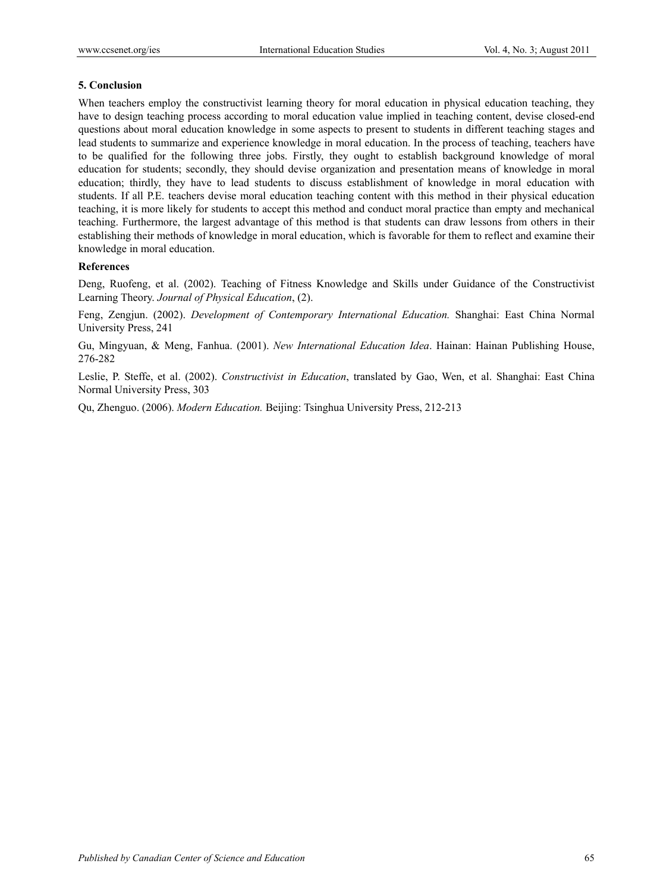## 5. Conclusion

When teachers employ the constructivist learning theory for moral education in physical education teaching, they have to design teaching process according to moral education value implied in teaching content, devise closed-end questions about moral education knowledge in some aspects to present to students in different teaching stages and lead students to summarize and experience knowledge in moral education. In the process of teaching, teachers have to be qualified for the following three jobs. Firstly, they ought to establish background knowledge of moral education for students; secondly, they should devise organization and presentation means of knowledge in moral education; thirdly, they have to lead students to discuss establishment of knowledge in moral education with students. If all P.E. teachers devise moral education teaching content with this method in their physical education teaching, it is more likely for students to accept this method and conduct moral practice than empty and mechanical teaching. Furthermore, the largest advantage of this method is that students can draw lessons from others in their establishing their methods of knowledge in moral education, which is favorable for them to reflect and examine their knowledge in moral education.

## References

Deng, Ruofeng, et al. (2002). Teaching of Fitness Knowledge and Skills under Guidance of the Constructivist Learning Theory. *Journal of Physical Education*, (2).

Feng, Zengjun. (2002). *Development of Contemporary International Education.* Shanghai: East China Normal University Press, 241

Gu, Mingyuan, & Meng, Fanhua. (2001). *New International Education Idea*. Hainan: Hainan Publishing House, 276-282

Leslie, P. Steffe, et al. (2002). *Constructivist in Education*, translated by Gao, Wen, et al. Shanghai: East China Normal University Press, 303

Qu, Zhenguo. (2006). *Modern Education.* Beijing: Tsinghua University Press, 212-213